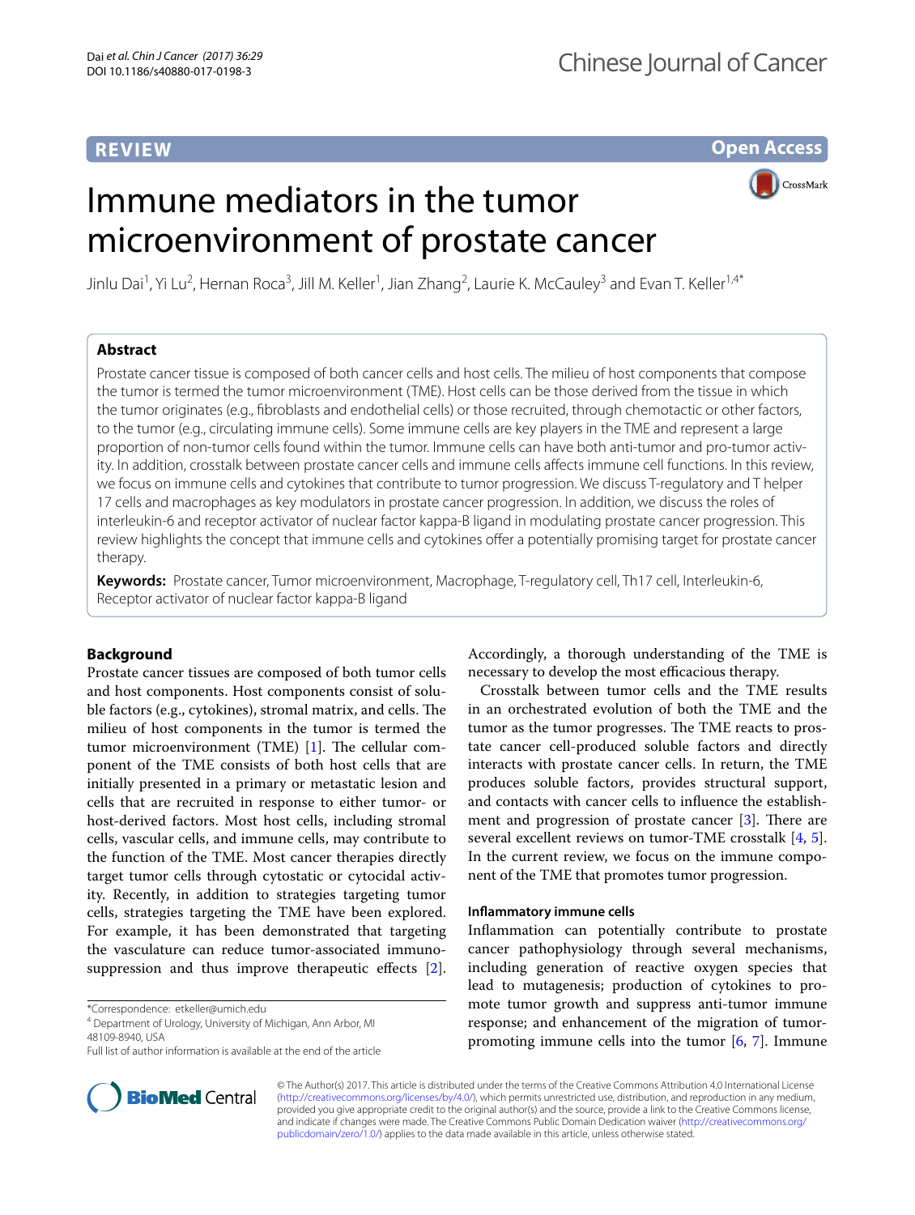REVIEW

Open Access

# Immune mediators in the tumor microenvironment of prostate cancer

Jinlu Dai[1], Yi Lu[2], Hernan Roca[3], Jill M. Keller[1], Jian Zhang[2], Laurie K. McCauley[3] and Evan T. Keller[1,4*]

## Abstract

Prostate cancer tissue is composed of both cancer cells and host cells. The milieu of host components that compose the tumor is termed the tumor microenvironment (TME). Host cells can be those derived from the tissue in which the tumor originates (e.g., fibroblasts and endothelial cells) or those recruited, through chemotactic or other factors, to the tumor (e.g., circulating immune cells). Some immune cells are key players in the TME and represent a large proportion of non-tumor cells found within the tumor. Immune cells can have both anti-tumor and pro-tumor activity. In addition, crosstalk between prostate cancer cells and immune cells affects immune cell functions. In this review, we focus on immune cells and cytokines that contribute to tumor progression. We discuss T-regulatory and T helper 17 cells and macrophages as key modulators in prostate cancer progression. In addition, we discuss the roles of interleukin-6 and receptor activator of nuclear factor kappa-B ligand in modulating prostate cancer progression. This review highlights the concept that immune cells and cytokines offer a potentially promising target for prostate cancer therapy.

**Keywords:** Prostate cancer, Tumor microenvironment, Macrophage, T-regulatory cell, Th17 cell, Interleukin-6, Receptor activator of nuclear factor kappa-B ligand

## Background

Prostate cancer tissues are composed of both tumor cells and host components. Host components consist of soluble factors (e.g., cytokines), stromal matrix, and cells. The milieu of host components in the tumor is termed the tumor microenvironment (TME) [1]. The cellular component of the TME consists of both host cells that are initially presented in a primary or metastatic lesion and cells that are recruited in response to either tumor- or host-derived factors. Most host cells, including stromal cells, vascular cells, and immune cells, may contribute to the function of the TME. Most cancer therapies directly target tumor cells through cytostatic or cytocidal activity. Recently, in addition to strategies targeting tumor cells, strategies targeting the TME have been explored. For example, it has been demonstrated that targeting the vasculature can reduce tumor-associated immunosuppression and thus improve therapeutic effects [2]. Accordingly, a thorough understanding of the TME is necessary to develop the most efficacious therapy.

Crosstalk between tumor cells and the TME results in an orchestrated evolution of both the TME and the tumor as the tumor progresses. The TME reacts to prostate cancer cell-produced soluble factors and directly interacts with prostate cancer cells. In return, the TME produces soluble factors, provides structural support, and contacts with cancer cells to influence the establishment and progression of prostate cancer [3]. There are several excellent reviews on tumor-TME crosstalk [4, 5]. In the current review, we focus on the immune component of the TME that promotes tumor progression.

### Inflammatory immune cells

Inflammation can potentially contribute to prostate cancer pathophysiology through several mechanisms, including generation of reactive oxygen species that lead to mutagenesis; production of cytokines to promote tumor growth and suppress anti-tumor immune response; and enhancement of the migration of tumor-promoting immune cells into the tumor [6, 7]. Immune

*Correspondence: etkeller@umich.edu
[4] Department of Urology, University of Michigan, Ann Arbor, MI 48109-8940, USA
Full list of author information is available at the end of the article

© The Author(s) 2017. This article is distributed under the terms of the Creative Commons Attribution 4.0 International License (http://creativecommons.org/licenses/by/4.0/), which permits unrestricted use, distribution, and reproduction in any medium, provided you give appropriate credit to the original author(s) and the source, provide a link to the Creative Commons license, and indicate if changes were made. The Creative Commons Public Domain Dedication waiver (http://creativecommons.org/publicdomain/zero/1.0/) applies to the data made available in this article, unless otherwise stated.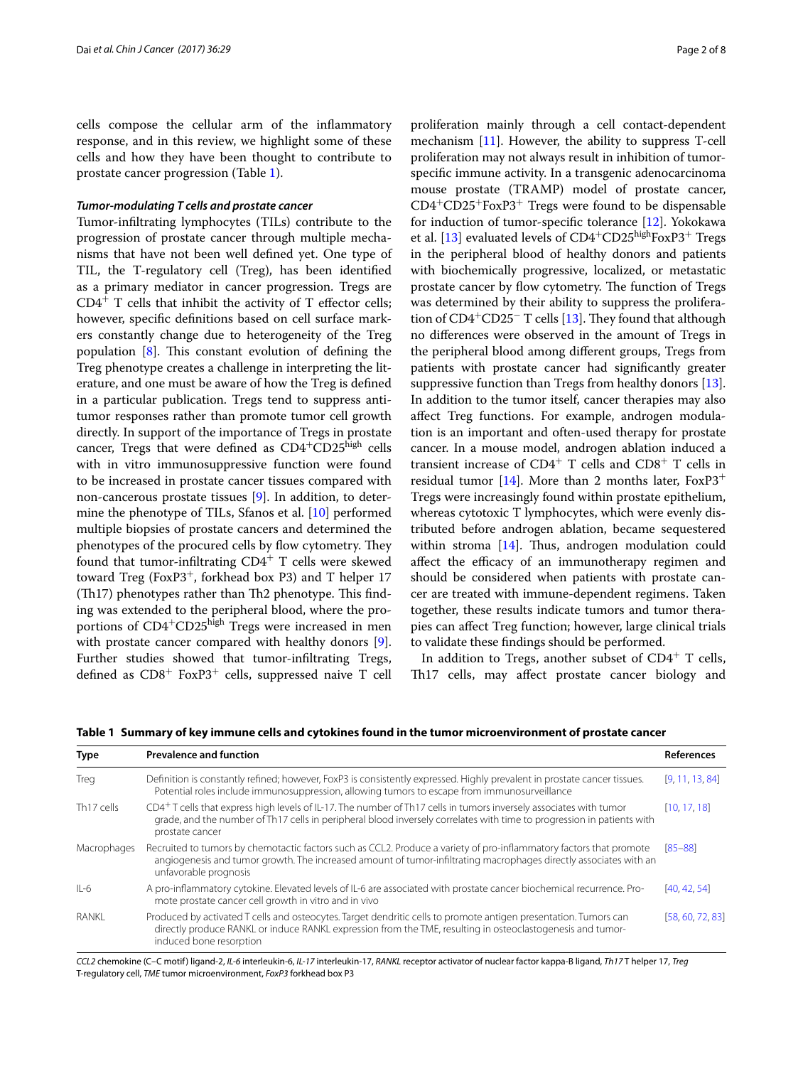cells compose the cellular arm of the inflammatory response, and in this review, we highlight some of these cells and how they have been thought to contribute to prostate cancer progression (Table 1).

### *Tumor-modulating T cells and prostate cancer*

Tumor-infiltrating lymphocytes (TILs) contribute to the progression of prostate cancer through multiple mechanisms that have not been well defined yet. One type of TIL, the T-regulatory cell (Treg), has been identified as a primary mediator in cancer progression. Tregs are $CD4^{+}$ T cells that inhibit the activity of T effector cells; however, specific definitions based on cell surface markers constantly change due to heterogeneity of the Treg population [8]. This constant evolution of defining the Treg phenotype creates a challenge in interpreting the literature, and one must be aware of how the Treg is defined in a particular publication. Tregs tend to suppress antitumor responses rather than promote tumor cell growth directly. In support of the importance of Tregs in prostate cancer, Tregs that were defined as $CD4^{+}CD25^{high}$ cells with in vitro immunosuppressive function were found to be increased in prostate cancer tissues compared with non-cancerous prostate tissues [9]. In addition, to determine the phenotype of TILs, Sfanos et al. [10] performed multiple biopsies of prostate cancers and determined the phenotypes of the procured cells by flow cytometry. They found that tumor-infiltrating $CD4^{+}$ T cells were skewed toward Treg ($FoxP3^{+}$, forkhead box P3) and T helper 17 (Th17) phenotypes rather than Th2 phenotype. This finding was extended to the peripheral blood, where the proportions of $CD4^{+}CD25^{high}$ Tregs were increased in men with prostate cancer compared with healthy donors [9]. Further studies showed that tumor-infiltrating Tregs, defined as $CD8^{+}$ $FoxP3^{+}$ cells, suppressed naive T cell proliferation mainly through a cell contact-dependent mechanism [11]. However, the ability to suppress T-cell proliferation may not always result in inhibition of tumor-specific immune activity. In a transgenic adenocarcinoma mouse prostate (TRAMP) model of prostate cancer, $CD4^{+}CD25^{+}FoxP3^{+}$ Tregs were found to be dispensable for induction of tumor-specific tolerance [12]. Yokokawa et al. [13] evaluated levels of $CD4^{+}CD25^{high}FoxP3^{+}$ Tregs in the peripheral blood of healthy donors and patients with biochemically progressive, localized, or metastatic prostate cancer by flow cytometry. The function of Tregs was determined by their ability to suppress the proliferation of $CD4^{+}CD25^{-}$ T cells [13]. They found that although no differences were observed in the amount of Tregs in the peripheral blood among different groups, Tregs from patients with prostate cancer had significantly greater suppressive function than Tregs from healthy donors [13]. In addition to the tumor itself, cancer therapies may also affect Treg functions. For example, androgen modulation is an important and often-used therapy for prostate cancer. In a mouse model, androgen ablation induced a transient increase of $CD4^{+}$ T cells and $CD8^{+}$ T cells in residual tumor [14]. More than 2 months later, $FoxP3^{+}$ Tregs were increasingly found within prostate epithelium, whereas cytotoxic T lymphocytes, which were evenly distributed before androgen ablation, became sequestered within stroma [14]. Thus, androgen modulation could affect the efficacy of an immunotherapy regimen and should be considered when patients with prostate cancer are treated with immune-dependent regimens. Taken together, these results indicate tumors and tumor therapies can affect Treg function; however, large clinical trials to validate these findings should be performed.

In addition to Tregs, another subset of $CD4^{+}$ T cells, Th17 cells, may affect prostate cancer biology and

**Table 1 Summary of key immune cells and cytokines found in the tumor microenvironment of prostate cancer**

| Type | Prevalence and function | References |
| --- | --- | --- |
| Treg | Definition is constantly refined; however, FoxP3 is consistently expressed. Highly prevalent in prostate cancer tissues. Potential roles include immunosuppression, allowing tumors to escape from immunosurveillance | [9, 11, 13, 84] |
| Th17 cells | $CD4^{+}$ T cells that express high levels of IL-17. The number of Th17 cells in tumors inversely associates with tumor grade, and the number of Th17 cells in peripheral blood inversely correlates with time to progression in patients with prostate cancer | [10, 17, 18] |
| Macrophages | Recruited to tumors by chemotactic factors such as CCL2. Produce a variety of pro-inflammatory factors that promote angiogenesis and tumor growth. The increased amount of tumor-infiltrating macrophages directly associates with an unfavorable prognosis | [85–88] |
| IL-6 | A pro-inflammatory cytokine. Elevated levels of IL-6 are associated with prostate cancer biochemical recurrence. Promote prostate cancer cell growth in vitro and in vivo | [40, 42, 54] |
| RANKL | Produced by activated T cells and osteocytes. Target dendritic cells to promote antigen presentation. Tumors can directly produce RANKL or induce RANKL expression from the TME, resulting in osteoclastogenesis and tumor-induced bone resorption | [58, 60, 72, 83] |

*CCL2* chemokine (C–C motif) ligand-2, *IL-6* interleukin-6, *IL-17* interleukin-17, *RANKL* receptor activator of nuclear factor kappa-B ligand, *Th17* T helper 17, *Treg* T-regulatory cell, *TME* tumor microenvironment, *FoxP3* forkhead box P3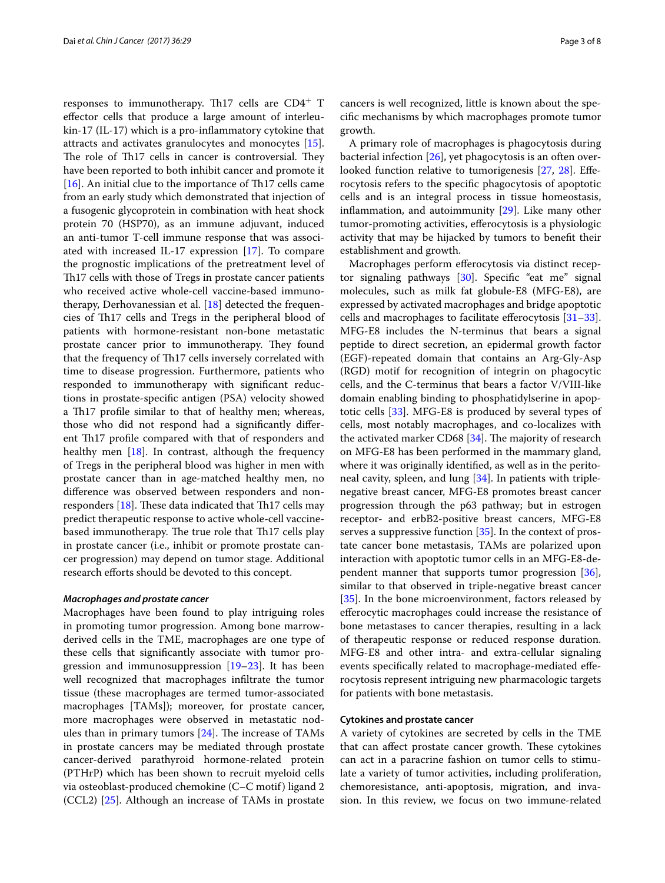responses to immunotherapy. Th17 cells are CD4$^+$ T effector cells that produce a large amount of interleukin-17 (IL-17) which is a pro-inflammatory cytokine that attracts and activates granulocytes and monocytes [15]. The role of Th17 cells in cancer is controversial. They have been reported to both inhibit cancer and promote it [16]. An initial clue to the importance of Th17 cells came from an early study which demonstrated that injection of a fusogenic glycoprotein in combination with heat shock protein 70 (HSP70), as an immune adjuvant, induced an anti-tumor T-cell immune response that was associated with increased IL-17 expression [17]. To compare the prognostic implications of the pretreatment level of Th17 cells with those of Tregs in prostate cancer patients who received active whole-cell vaccine-based immunotherapy, Derhovanessian et al. [18] detected the frequencies of Th17 cells and Tregs in the peripheral blood of patients with hormone-resistant non-bone metastatic prostate cancer prior to immunotherapy. They found that the frequency of Th17 cells inversely correlated with time to disease progression. Furthermore, patients who responded to immunotherapy with significant reductions in prostate-specific antigen (PSA) velocity showed a Th17 profile similar to that of healthy men; whereas, those who did not respond had a significantly different Th17 profile compared with that of responders and healthy men [18]. In contrast, although the frequency of Tregs in the peripheral blood was higher in men with prostate cancer than in age-matched healthy men, no difference was observed between responders and non-responders [18]. These data indicated that Th17 cells may predict therapeutic response to active whole-cell vaccine-based immunotherapy. The true role that Th17 cells play in prostate cancer (i.e., inhibit or promote prostate cancer progression) may depend on tumor stage. Additional research efforts should be devoted to this concept.

### *Macrophages and prostate cancer*

Macrophages have been found to play intriguing roles in promoting tumor progression. Among bone marrow-derived cells in the TME, macrophages are one type of these cells that significantly associate with tumor progression and immunosuppression [19–23]. It has been well recognized that macrophages infiltrate the tumor tissue (these macrophages are termed tumor-associated macrophages [TAMs]); moreover, for prostate cancer, more macrophages were observed in metastatic nodules than in primary tumors [24]. The increase of TAMs in prostate cancers may be mediated through prostate cancer-derived parathyroid hormone-related protein (PTHrP) which has been shown to recruit myeloid cells via osteoblast-produced chemokine (C–C motif) ligand 2 (CCL2) [25]. Although an increase of TAMs in prostate cancers is well recognized, little is known about the specific mechanisms by which macrophages promote tumor growth.

A primary role of macrophages is phagocytosis during bacterial infection [26], yet phagocytosis is an often overlooked function relative to tumorigenesis [27, 28]. Efferocytosis refers to the specific phagocytosis of apoptotic cells and is an integral process in tissue homeostasis, inflammation, and autoimmunity [29]. Like many other tumor-promoting activities, efferocytosis is a physiologic activity that may be hijacked by tumors to benefit their establishment and growth.

Macrophages perform efferocytosis via distinct receptor signaling pathways [30]. Specific "eat me" signal molecules, such as milk fat globule-E8 (MFG-E8), are expressed by activated macrophages and bridge apoptotic cells and macrophages to facilitate efferocytosis [31–33]. MFG-E8 includes the N-terminus that bears a signal peptide to direct secretion, an epidermal growth factor (EGF)-repeated domain that contains an Arg-Gly-Asp (RGD) motif for recognition of integrin on phagocytic cells, and the C-terminus that bears a factor V/VIII-like domain enabling binding to phosphatidylserine in apoptotic cells [33]. MFG-E8 is produced by several types of cells, most notably macrophages, and co-localizes with the activated marker CD68 [34]. The majority of research on MFG-E8 has been performed in the mammary gland, where it was originally identified, as well as in the peritoneal cavity, spleen, and lung [34]. In patients with triple-negative breast cancer, MFG-E8 promotes breast cancer progression through the p63 pathway; but in estrogen receptor- and erbB2-positive breast cancers, MFG-E8 serves a suppressive function [35]. In the context of prostate cancer bone metastasis, TAMs are polarized upon interaction with apoptotic tumor cells in an MFG-E8-dependent manner that supports tumor progression [36], similar to that observed in triple-negative breast cancer [35]. In the bone microenvironment, factors released by efferocytic macrophages could increase the resistance of bone metastases to cancer therapies, resulting in a lack of therapeutic response or reduced response duration. MFG-E8 and other intra- and extra-cellular signaling events specifically related to macrophage-mediated efferocytosis represent intriguing new pharmacologic targets for patients with bone metastasis.

### Cytokines and prostate cancer

A variety of cytokines are secreted by cells in the TME that can affect prostate cancer growth. These cytokines can act in a paracrine fashion on tumor cells to stimulate a variety of tumor activities, including proliferation, chemoresistance, anti-apoptosis, migration, and invasion. In this review, we focus on two immune-related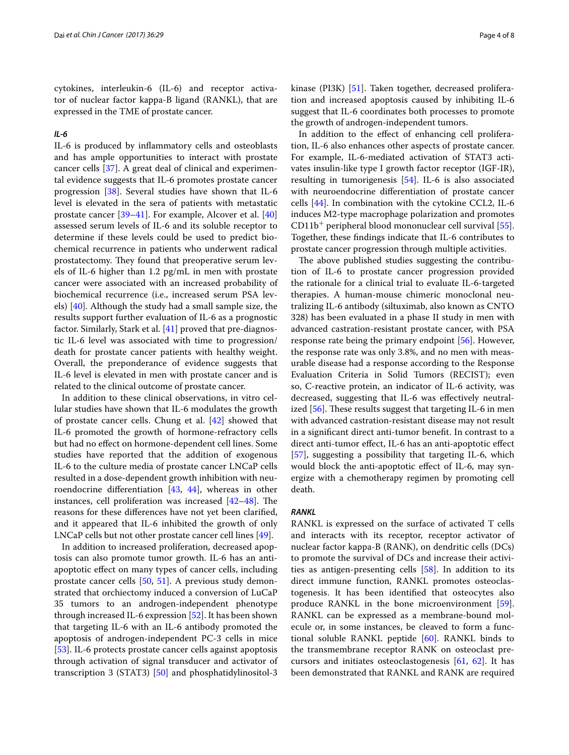cytokines, interleukin-6 (IL-6) and receptor activator of nuclear factor kappa-B ligand (RANKL), that are expressed in the TME of prostate cancer.

### *IL-6*

IL-6 is produced by inflammatory cells and osteoblasts and has ample opportunities to interact with prostate cancer cells [37]. A great deal of clinical and experimental evidence suggests that IL-6 promotes prostate cancer progression [38]. Several studies have shown that IL-6 level is elevated in the sera of patients with metastatic prostate cancer [39–41]. For example, Alcover et al. [40] assessed serum levels of IL-6 and its soluble receptor to determine if these levels could be used to predict biochemical recurrence in patients who underwent radical prostatectomy. They found that preoperative serum levels of IL-6 higher than 1.2 pg/mL in men with prostate cancer were associated with an increased probability of biochemical recurrence (i.e., increased serum PSA levels) [40]. Although the study had a small sample size, the results support further evaluation of IL-6 as a prognostic factor. Similarly, Stark et al. [41] proved that pre-diagnostic IL-6 level was associated with time to progression/death for prostate cancer patients with healthy weight. Overall, the preponderance of evidence suggests that IL-6 level is elevated in men with prostate cancer and is related to the clinical outcome of prostate cancer.

In addition to these clinical observations, in vitro cellular studies have shown that IL-6 modulates the growth of prostate cancer cells. Chung et al. [42] showed that IL-6 promoted the growth of hormone-refractory cells but had no effect on hormone-dependent cell lines. Some studies have reported that the addition of exogenous IL-6 to the culture media of prostate cancer LNCaP cells resulted in a dose-dependent growth inhibition with neuroendocrine differentiation [43, 44], whereas in other instances, cell proliferation was increased [42–48]. The reasons for these differences have not yet been clarified, and it appeared that IL-6 inhibited the growth of only LNCaP cells but not other prostate cancer cell lines [49].

In addition to increased proliferation, decreased apoptosis can also promote tumor growth. IL-6 has an anti-apoptotic effect on many types of cancer cells, including prostate cancer cells [50, 51]. A previous study demonstrated that orchiectomy induced a conversion of LuCaP 35 tumors to an androgen-independent phenotype through increased IL-6 expression [52]. It has been shown that targeting IL-6 with an IL-6 antibody promoted the apoptosis of androgen-independent PC-3 cells in mice [53]. IL-6 protects prostate cancer cells against apoptosis through activation of signal transducer and activator of transcription 3 (STAT3) [50] and phosphatidylinositol-3 kinase (PI3K) [51]. Taken together, decreased proliferation and increased apoptosis caused by inhibiting IL-6 suggest that IL-6 coordinates both processes to promote the growth of androgen-independent tumors.

In addition to the effect of enhancing cell proliferation, IL-6 also enhances other aspects of prostate cancer. For example, IL-6-mediated activation of STAT3 activates insulin-like type I growth factor receptor (IGF-IR), resulting in tumorigenesis [54]. IL-6 is also associated with neuroendocrine differentiation of prostate cancer cells [44]. In combination with the cytokine CCL2, IL-6 induces M2-type macrophage polarization and promotes $CD11b^{+}$ peripheral blood mononuclear cell survival [55]. Together, these findings indicate that IL-6 contributes to prostate cancer progression through multiple activities.

The above published studies suggesting the contribution of IL-6 to prostate cancer progression provided the rationale for a clinical trial to evaluate IL-6-targeted therapies. A human-mouse chimeric monoclonal neutralizing IL-6 antibody (siltuximab, also known as CNTO 328) has been evaluated in a phase II study in men with advanced castration-resistant prostate cancer, with PSA response rate being the primary endpoint [56]. However, the response rate was only 3.8%, and no men with measurable disease had a response according to the Response Evaluation Criteria in Solid Tumors (RECIST); even so, C-reactive protein, an indicator of IL-6 activity, was decreased, suggesting that IL-6 was effectively neutralized [56]. These results suggest that targeting IL-6 in men with advanced castration-resistant disease may not result in a significant direct anti-tumor benefit. In contrast to a direct anti-tumor effect, IL-6 has an anti-apoptotic effect [57], suggesting a possibility that targeting IL-6, which would block the anti-apoptotic effect of IL-6, may synergize with a chemotherapy regimen by promoting cell death.

### *RANKL*

RANKL is expressed on the surface of activated T cells and interacts with its receptor, receptor activator of nuclear factor kappa-B (RANK), on dendritic cells (DCs) to promote the survival of DCs and increase their activities as antigen-presenting cells [58]. In addition to its direct immune function, RANKL promotes osteoclastogenesis. It has been identified that osteocytes also produce RANKL in the bone microenvironment [59]. RANKL can be expressed as a membrane-bound molecule or, in some instances, be cleaved to form a functional soluble RANKL peptide [60]. RANKL binds to the transmembrane receptor RANK on osteoclast precursors and initiates osteoclastogenesis [61, 62]. It has been demonstrated that RANKL and RANK are required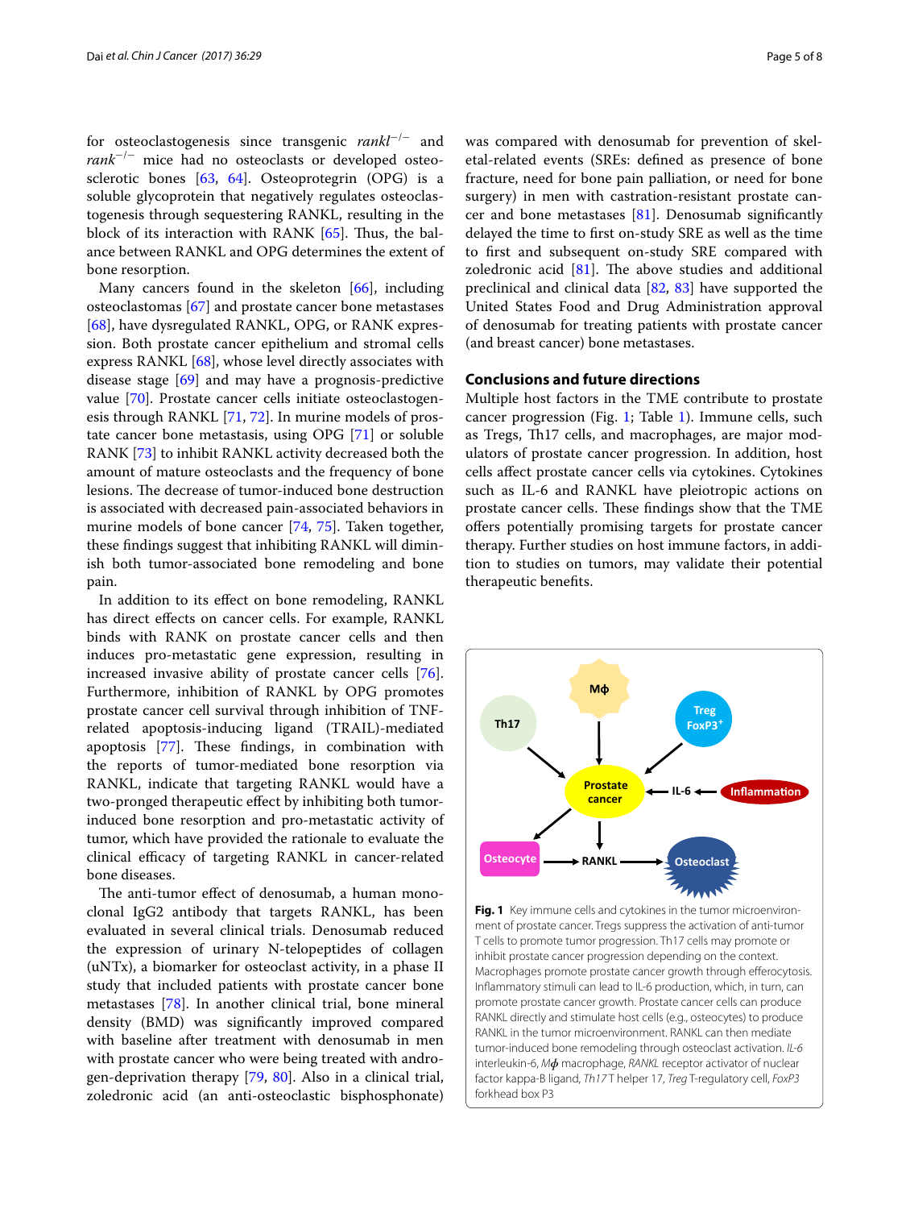for osteoclastogenesis since transgenic *rankl*$^{-/-}$ and *rank*$^{-/-}$ mice had no osteoclasts or developed osteosclerotic bones [63, 64]. Osteoprotegrin (OPG) is a soluble glycoprotein that negatively regulates osteoclastogenesis through sequestering RANKL, resulting in the block of its interaction with RANK [65]. Thus, the balance between RANKL and OPG determines the extent of bone resorption.

Many cancers found in the skeleton [66], including osteoclastomas [67] and prostate cancer bone metastases [68], have dysregulated RANKL, OPG, or RANK expression. Both prostate cancer epithelium and stromal cells express RANKL [68], whose level directly associates with disease stage [69] and may have a prognosis-predictive value [70]. Prostate cancer cells initiate osteoclastogenesis through RANKL [71, 72]. In murine models of prostate cancer bone metastasis, using OPG [71] or soluble RANK [73] to inhibit RANKL activity decreased both the amount of mature osteoclasts and the frequency of bone lesions. The decrease of tumor-induced bone destruction is associated with decreased pain-associated behaviors in murine models of bone cancer [74, 75]. Taken together, these findings suggest that inhibiting RANKL will diminish both tumor-associated bone remodeling and bone pain.

In addition to its effect on bone remodeling, RANKL has direct effects on cancer cells. For example, RANKL binds with RANK on prostate cancer cells and then induces pro-metastatic gene expression, resulting in increased invasive ability of prostate cancer cells [76]. Furthermore, inhibition of RANKL by OPG promotes prostate cancer cell survival through inhibition of TNF-related apoptosis-inducing ligand (TRAIL)-mediated apoptosis [77]. These findings, in combination with the reports of tumor-mediated bone resorption via RANKL, indicate that targeting RANKL would have a two-pronged therapeutic effect by inhibiting both tumor-induced bone resorption and pro-metastatic activity of tumor, which have provided the rationale to evaluate the clinical efficacy of targeting RANKL in cancer-related bone diseases.

The anti-tumor effect of denosumab, a human monoclonal IgG2 antibody that targets RANKL, has been evaluated in several clinical trials. Denosumab reduced the expression of urinary N-telopeptides of collagen (uNTx), a biomarker for osteoclast activity, in a phase II study that included patients with prostate cancer bone metastases [78]. In another clinical trial, bone mineral density (BMD) was significantly improved compared with baseline after treatment with denosumab in men with prostate cancer who were being treated with androgen-deprivation therapy [79, 80]. Also in a clinical trial, zoledronic acid (an anti-osteoclastic bisphosphonate) was compared with denosumab for prevention of skeletal-related events (SREs: defined as presence of bone fracture, need for bone pain palliation, or need for bone surgery) in men with castration-resistant prostate cancer and bone metastases [81]. Denosumab significantly delayed the time to first on-study SRE as well as the time to first and subsequent on-study SRE compared with zoledronic acid [81]. The above studies and additional preclinical and clinical data [82, 83] have supported the United States Food and Drug Administration approval of denosumab for treating patients with prostate cancer (and breast cancer) bone metastases.

## Conclusions and future directions

Multiple host factors in the TME contribute to prostate cancer progression (Fig. 1; Table 1). Immune cells, such as Tregs, Th17 cells, and macrophages, are major modulators of prostate cancer progression. In addition, host cells affect prostate cancer cells via cytokines. Cytokines such as IL-6 and RANKL have pleiotropic actions on prostate cancer cells. These findings show that the TME offers potentially promising targets for prostate cancer therapy. Further studies on host immune factors, in addition to studies on tumors, may validate their potential therapeutic benefits.

**Fig. 1** Key immune cells and cytokines in the tumor microenvironment of prostate cancer. Tregs suppress the activation of anti-tumor T cells to promote tumor progression. Th17 cells may promote or inhibit prostate cancer progression depending on the context. Macrophages promote prostate cancer growth through efferocytosis. Inflammatory stimuli can lead to IL-6 production, which, in turn, can promote prostate cancer growth. Prostate cancer cells can produce RANKL directly and stimulate host cells (e.g., osteocytes) to produce RANKL in the tumor microenvironment. RANKL can then mediate tumor-induced bone remodeling through osteoclast activation. *IL-6* interleukin-6, *Mϕ* macrophage, *RANKL* receptor activator of nuclear factor kappa-B ligand, *Th17* T helper 17, *Treg* T-regulatory cell, *FoxP3* forkhead box P3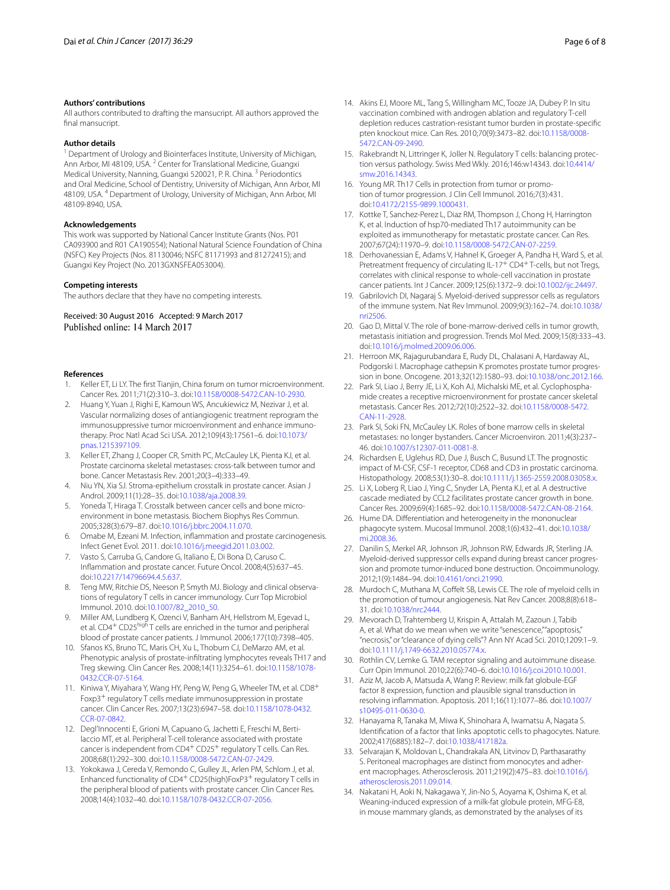### Authors' contributions

All authors contributed to drafting the mansucript. All authors approved the final mansucript.

### Author details

[1] Department of Urology and Biointerfaces Institute, University of Michigan, Ann Arbor, MI 48109, USA. [2] Center for Translational Medicine, Guangxi Medical University, Nanning, Guangxi 520021, P. R. China. [3] Periodontics and Oral Medicine, School of Dentistry, University of Michigan, Ann Arbor, MI 48109, USA. [4] Department of Urology, University of Michigan, Ann Arbor, MI 48109-8940, USA.

### Acknowledgements

This work was supported by National Cancer Institute Grants (Nos. P01 CA093900 and R01 CA190554); National Natural Science Foundation of China (NSFC) Key Projects (Nos. 81130046; NSFC 81171993 and 81272415); and Guangxi Key Project (No. 2013GXNSFEA053004).

### Competing interests

The authors declare that they have no competing interests.

Received: 30 August 2016 Accepted: 9 March 2017
Published online: 14 March 2017

### References

1. Keller ET, Li LY. The first Tianjin, China forum on tumor microenvironment. Cancer Res. 2011;71(2):310–3. doi:10.1158/0008-5472.CAN-10-2930.
2. Huang Y, Yuan J, Righi E, Kamoun WS, Ancukiewicz M, Nezivar J, et al. Vascular normalizing doses of antiangiogenic treatment reprogram the immunosuppressive tumor microenvironment and enhance immunotherapy. Proc Natl Acad Sci USA. 2012;109(43):17561–6. doi:10.1073/pnas.1215397109.
3. Keller ET, Zhang J, Cooper CR, Smith PC, McCauley LK, Pienta KJ, et al. Prostate carcinoma skeletal metastases: cross-talk between tumor and bone. Cancer Metastasis Rev. 2001;20(3–4):333–49.
4. Niu YN, Xia SJ. Stroma-epithelium crosstalk in prostate cancer. Asian J Androl. 2009;11(1):28–35. doi:10.1038/aja.2008.39.
5. Yoneda T, Hiraga T. Crosstalk between cancer cells and bone microenvironment in bone metastasis. Biochem Biophys Res Commun. 2005;328(3):679–87. doi:10.1016/j.bbrc.2004.11.070.
6. Omabe M, Ezeani M. Infection, inflammation and prostate carcinogenesis. Infect Genet Evol. 2011. doi:10.1016/j.meegid.2011.03.002.
7. Vasto S, Carruba G, Candore G, Italiano E, Di Bona D, Caruso C. Inflammation and prostate cancer. Future Oncol. 2008;4(5):637–45. doi:10.2217/14796694.4.5.637.
8. Teng MW, Ritchie DS, Neeson P, Smyth MJ. Biology and clinical observations of regulatory T cells in cancer immunology. Curr Top Microbiol Immunol. 2010. doi:10.1007/82_2010_50.
9. Miller AM, Lundberg K, Ozenci V, Banham AH, Hellstrom M, Egevad L, et al. $CD4^+$ $CD25^{high}$ T cells are enriched in the tumor and peripheral blood of prostate cancer patients. J Immunol. 2006;177(10):7398–405.
10. Sfanos KS, Bruno TC, Maris CH, Xu L, Thoburn CJ, DeMarzo AM, et al. Phenotypic analysis of prostate-infiltrating lymphocytes reveals TH17 and Treg skewing. Clin Cancer Res. 2008;14(11):3254–61. doi:10.1158/1078-0432.CCR-07-5164.
11. Kiniwa Y, Miyahara Y, Wang HY, Peng W, Peng G, Wheeler TM, et al. $CD8^+$ $Foxp3^+$ regulatory T cells mediate immunosuppression in prostate cancer. Clin Cancer Res. 2007;13(23):6947–58. doi:10.1158/1078-0432.CCR-07-0842.
12. Degl'Innocenti E, Grioni M, Capuano G, Jachetti E, Freschi M, Bertilaccio MT, et al. Peripheral T-cell tolerance associated with prostate cancer is independent from $CD4^+$ $CD25^+$ regulatory T cells. Can Res. 2008;68(1):292–300. doi:10.1158/0008-5472.CAN-07-2429.
13. Yokokawa J, Cereda V, Remondo C, Gulley JL, Arlen PM, Schlom J, et al. Enhanced functionality of $CD4^+$ CD25(high)$FoxP3^+$ regulatory T cells in the peripheral blood of patients with prostate cancer. Clin Cancer Res. 2008;14(4):1032–40. doi:10.1158/1078-0432.CCR-07-2056.
14. Akins EJ, Moore ML, Tang S, Willingham MC, Tooze JA, Dubey P. In situ vaccination combined with androgen ablation and regulatory T-cell depletion reduces castration-resistant tumor burden in prostate-specific pten knockout mice. Can Res. 2010;70(9):3473–82. doi:10.1158/0008-5472.CAN-09-2490.
15. Rakebrandt N, Littringer K, Joller N. Regulatory T cells: balancing protection versus pathology. Swiss Med Wkly. 2016;146:w14343. doi:10.4414/smw.2016.14343.
16. Young MR. Th17 Cells in protection from tumor or promotion of tumor progression. J Clin Cell Immunol. 2016;7(3):431. doi:10.4172/2155-9899.1000431.
17. Kottke T, Sanchez-Perez L, Diaz RM, Thompson J, Chong H, Harrington K, et al. Induction of hsp70-mediated Th17 autoimmunity can be exploited as immunotherapy for metastatic prostate cancer. Can Res. 2007;67(24):11970–9. doi:10.1158/0008-5472.CAN-07-2259.
18. Derhovanessian E, Adams V, Hahnel K, Groeger A, Pandha H, Ward S, et al. Pretreatment frequency of circulating IL-$17^+$ $CD4^+$ T-cells, but not Tregs, correlates with clinical response to whole-cell vaccination in prostate cancer patients. Int J Cancer. 2009;125(6):1372–9. doi:10.1002/ijc.24497.
19. Gabrilovich DI, Nagaraj S. Myeloid-derived suppressor cells as regulators of the immune system. Nat Rev Immunol. 2009;9(3):162–74. doi:10.1038/nri2506.
20. Gao D, Mittal V. The role of bone-marrow-derived cells in tumor growth, metastasis initiation and progression. Trends Mol Med. 2009;15(8):333–43. doi:10.1016/j.molmed.2009.06.006.
21. Herroon MK, Rajagurubandara E, Rudy DL, Chalasani A, Hardaway AL, Podgorski I. Macrophage cathepsin K promotes prostate tumor progression in bone. Oncogene. 2013;32(12):1580–93. doi:10.1038/onc.2012.166.
22. Park SI, Liao J, Berry JE, Li X, Koh AJ, Michalski ME, et al. Cyclophosphamide creates a receptive microenvironment for prostate cancer skeletal metastasis. Cancer Res. 2012;72(10):2522–32. doi:10.1158/0008-5472.CAN-11-2928.
23. Park SI, Soki FN, McCauley LK. Roles of bone marrow cells in skeletal metastases: no longer bystanders. Cancer Microenviron. 2011;4(3):237–46. doi:10.1007/s12307-011-0081-8.
24. Richardsen E, Uglehus RD, Due J, Busch C, Busund LT. The prognostic impact of M-CSF, CSF-1 receptor, CD68 and CD3 in prostatic carcinoma. Histopathology. 2008;53(1):30–8. doi:10.1111/j.1365-2559.2008.03058.x.
25. Li X, Loberg R, Liao J, Ying C, Snyder LA, Pienta KJ, et al. A destructive cascade mediated by CCL2 facilitates prostate cancer growth in bone. Cancer Res. 2009;69(4):1685–92. doi:10.1158/0008-5472.CAN-08-2164.
26. Hume DA. Differentiation and heterogeneity in the mononuclear phagocyte system. Mucosal Immunol. 2008;1(6):432–41. doi:10.1038/mi.2008.36.
27. Danilin S, Merkel AR, Johnson JR, Johnson RW, Edwards JR, Sterling JA. Myeloid-derived suppressor cells expand during breast cancer progression and promote tumor-induced bone destruction. Oncoimmunology. 2012;1(9):1484–94. doi:10.4161/onci.21990.
28. Murdoch C, Muthana M, Coffelt SB, Lewis CE. The role of myeloid cells in the promotion of tumour angiogenesis. Nat Rev Cancer. 2008;8(8):618–31. doi:10.1038/nrc2444.
29. Mevorach D, Trahtemberg U, Krispin A, Attalah M, Zazoun J, Tabib A, et al. What do we mean when we write "senescence," "apoptosis," "necrosis," or "clearance of dying cells"? Ann NY Acad Sci. 2010;1209:1–9. doi:10.1111/j.1749-6632.2010.05774.x.
30. Rothlin CV, Lemke G. TAM receptor signaling and autoimmune disease. Curr Opin Immunol. 2010;22(6):740–6. doi:10.1016/j.coi.2010.10.001.
31. Aziz M, Jacob A, Matsuda A, Wang P. Review: milk fat globule-EGF factor 8 expression, function and plausible signal transduction in resolving inflammation. Apoptosis. 2011;16(11):1077–86. doi:10.1007/s10495-011-0630-0.
32. Hanayama R, Tanaka M, Miwa K, Shinohara A, Iwamatsu A, Nagata S. Identification of a factor that links apoptotic cells to phagocytes. Nature. 2002;417(6885):182–7. doi:10.1038/417182a.
33. Selvarajan K, Moldovan L, Chandrakala AN, Litvinov D, Parthasarathy S. Peritoneal macrophages are distinct from monocytes and adherent macrophages. Atherosclerosis. 2011;219(2):475–83. doi:10.1016/j.atherosclerosis.2011.09.014.
34. Nakatani H, Aoki N, Nakagawa Y, Jin-No S, Aoyama K, Oshima K, et al. Weaning-induced expression of a milk-fat globule protein, MFG-E8, in mouse mammary glands, as demonstrated by the analyses of its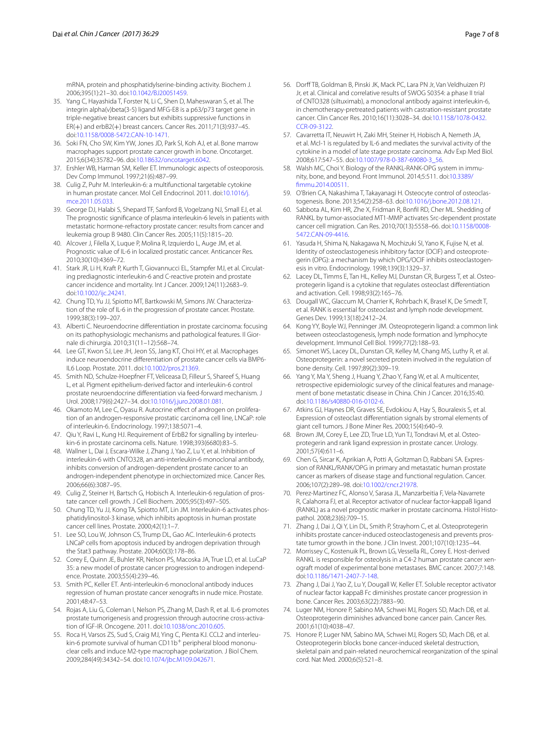mRNA, protein and phosphatidylserine-binding activity. Biochem J. 2006;395(1):21–30. doi:10.1042/BJ20051459.

35. Yang C, Hayashida T, Forster N, Li C, Shen D, Maheswaran S, et al. The integrin alpha(v)beta(3-5) ligand MFG-E8 is a p63/p73 target gene in triple-negative breast cancers but exhibits suppressive functions in ER(+) and erbB2(+) breast cancers. Cancer Res. 2011;71(3):937–45. doi:10.1158/0008-5472.CAN-10-1471.
36. Soki FN, Cho SW, Kim YW, Jones JD, Park SI, Koh AJ, et al. Bone marrow macrophages support prostate cancer growth in bone. Oncotarget. 2015;6(34):35782–96. doi:10.18632/oncotarget.6042.
37. Ershler WB, Harman SM, Keller ET. Immunologic aspects of osteoporosis. Dev Comp Immunol. 1997;21(6):487–99.
38. Culig Z, Puhr M. Interleukin-6: a multifunctional targetable cytokine in human prostate cancer. Mol Cell Endocrinol. 2011. doi:10.1016/j.mce.2011.05.033.
39. George DJ, Halabi S, Shepard TF, Sanford B, Vogelzang NJ, Small EJ, et al. The prognostic significance of plasma interleukin-6 levels in patients with metastatic hormone-refractory prostate cancer: results from cancer and leukemia group B 9480. Clin Cancer Res. 2005;11(5):1815–20.
40. Alcover J, Filella X, Luque P, Molina R, Izquierdo L, Auge JM, et al. Prognostic value of IL-6 in localized prostatic cancer. Anticancer Res. 2010;30(10):4369–72.
41. Stark JR, Li H, Kraft P, Kurth T, Giovannucci EL, Stampfer MJ, et al. Circulating prediagnostic interleukin-6 and C-reactive protein and prostate cancer incidence and mortality. Int J Cancer. 2009;124(11):2683–9. doi:10.1002/ijc.24241.
42. Chung TD, Yu JJ, Spiotto MT, Bartkowski M, Simons JW. Characterization of the role of IL-6 in the progression of prostate cancer. Prostate. 1999;38(3):199–207.
43. Alberti C. Neuroendocrine differentiation in prostate carcinoma: focusing on its pathophysiologic mechanisms and pathological features. Il Giornale di chirurgia. 2010;31(11–12):568–74.
44. Lee GT, Kwon SJ, Lee JH, Jeon SS, Jang KT, Choi HY, et al. Macrophages induce neuroendocrine differentiation of prostate cancer cells via BMP6-IL6 Loop. Prostate. 2011. doi:10.1002/pros.21369.
45. Smith ND, Schulze-Hoepfner FT, Veliceasa D, Filleur S, Shareef S, Huang L, et al. Pigment epithelium-derived factor and interleukin-6 control prostate neuroendocrine differentiation via feed-forward mechanism. J Urol. 2008;179(6):2427–34. doi:10.1016/j.juro.2008.01.081.
46. Okamoto M, Lee C, Oyasu R. Autocrine effect of androgen on proliferation of an androgen-responsive prostatic carcinoma cell line, LNCaP: role of interleukin-6. Endocrinology. 1997;138:5071–4.
47. Qiu Y, Ravi L, Kung HJ. Requirement of ErbB2 for signalling by interleukin-6 in prostate carcinoma cells. Nature. 1998;393(6680):83–5.
48. Wallner L, Dai J, Escara-Wilke J, Zhang J, Yao Z, Lu Y, et al. Inhibition of interleukin-6 with CNTO328, an anti-interleukin-6 monoclonal antibody, inhibits conversion of androgen-dependent prostate cancer to an androgen-independent phenotype in orchiectomized mice. Cancer Res. 2006;66(6):3087–95.
49. Culig Z, Steiner H, Bartsch G, Hobisch A. Interleukin-6 regulation of prostate cancer cell growth. J Cell Biochem. 2005;95(3):497–505.
50. Chung TD, Yu JJ, Kong TA, Spiotto MT, Lin JM. Interleukin-6 activates phosphatidylinositol-3 kinase, which inhibits apoptosis in human prostate cancer cell lines. Prostate. 2000;42(1):1–7.
51. Lee SO, Lou W, Johnson CS, Trump DL, Gao AC. Interleukin-6 protects LNCaP cells from apoptosis induced by androgen deprivation through the Stat3 pathway. Prostate. 2004;60(3):178–86.
52. Corey E, Quinn JE, Buhler KR, Nelson PS, Macoska JA, True LD, et al. LuCaP 35: a new model of prostate cancer progression to androgen independence. Prostate. 2003;55(4):239–46.
53. Smith PC, Keller ET. Anti-interleukin-6 monoclonal antibody induces regression of human prostate cancer xenografts in nude mice. Prostate. 2001;48:47–53.
54. Rojas A, Liu G, Coleman I, Nelson PS, Zhang M, Dash R, et al. IL-6 promotes prostate tumorigenesis and progression through autocrine cross-activation of IGF-IR. Oncogene. 2011. doi:10.1038/onc.2010.605.
55. Roca H, Varsos ZS, Sud S, Craig MJ, Ying C, Pienta KJ. CCL2 and interleukin-6 promote survival of human CD11b$^{+}$ peripheral blood mononuclear cells and induce M2-type macrophage polarization. J Biol Chem. 2009;284(49):34342–54. doi:10.1074/jbc.M109.042671.
56. Dorff TB, Goldman B, Pinski JK, Mack PC, Lara PN Jr, Van Veldhuizen PJ Jr, et al. Clinical and correlative results of SWOG S0354: a phase II trial of CNTO328 (siltuximab), a monoclonal antibody against interleukin-6, in chemotherapy-pretreated patients with castration-resistant prostate cancer. Clin Cancer Res. 2010;16(11):3028–34. doi:10.1158/1078-0432.CCR-09-3122.
57. Cavarretta IT, Neuwirt H, Zaki MH, Steiner H, Hobisch A, Nemeth JA, et al. Mcl-1 is regulated by IL-6 and mediates the survival activity of the cytokine in a model of late stage prostate carcinoma. Adv Exp Med Biol. 2008;617:547–55. doi:10.1007/978-0-387-69080-3_56.
58. Walsh MC, Choi Y. Biology of the RANKL-RANK-OPG system in immunity, bone, and beyond. Front Immunol. 2014;5:511. doi:10.3389/fimmu.2014.00511.
59. O'Brien CA, Nakashima T, Takayanagi H. Osteocyte control of osteoclastogenesis. Bone. 2013;54(2):258–63. doi:10.1016/j.bone.2012.08.121.
60. Sabbota AL, Kim HR, Zhe X, Fridman R, Bonfil RD, Cher ML. Shedding of RANKL by tumor-associated MT1-MMP activates Src-dependent prostate cancer cell migration. Can Res. 2010;70(13):5558–66. doi:10.1158/0008-5472.CAN-09-4416.
61. Yasuda H, Shima N, Nakagawa N, Mochizuki SI, Yano K, Fujise N, et al. Identity of osteoclastogenesis inhibitory factor (OCIF) and osteoprotegerin (OPG): a mechanism by which OPG/OCIF inhibits osteoclastogenesis in vitro. Endocrinology. 1998;139(3):1329–37.
62. Lacey DL, Timms E, Tan HL, Kelley MJ, Dunstan CR, Burgess T, et al. Osteoprotegerin ligand is a cytokine that regulates osteoclast differentiation and activation. Cell. 1998;93(2):165–76.
63. Dougall WC, Glaccum M, Charrier K, Rohrbach K, Brasel K, De Smedt T, et al. RANK is essential for osteoclast and lymph node development. Genes Dev. 1999;13(18):2412–24.
64. Kong YY, Boyle WJ, Penninger JM. Osteoprotegerin ligand: a common link between osteoclastogenesis, lymph node formation and lymphocyte development. Immunol Cell Biol. 1999;77(2):188–93.
65. Simonet WS, Lacey DL, Dunstan CR, Kelley M, Chang MS, Luthy R, et al. Osteoprotegerin: a novel secreted protein involved in the regulation of bone density. Cell. 1997;89(2):309–19.
66. Yang Y, Ma Y, Sheng J, Huang Y, Zhao Y, Fang W, et al. A multicenter, retrospective epidemiologic survey of the clinical features and management of bone metastatic disease in China. Chin J Cancer. 2016;35:40. doi:10.1186/s40880-016-0102-6.
67. Atkins GJ, Haynes DR, Graves SE, Evdokiou A, Hay S, Bouralexis S, et al. Expression of osteoclast differentiation signals by stromal elements of giant cell tumors. J Bone Miner Res. 2000;15(4):640–9.
68. Brown JM, Corey E, Lee ZD, True LD, Yun TJ, Tondravi M, et al. Osteoprotegerin and rank ligand expression in prostate cancer. Urology. 2001;57(4):611–6.
69. Chen G, Sircar K, Aprikian A, Potti A, Goltzman D, Rabbani SA. Expression of RANKL/RANK/OPG in primary and metastatic human prostate cancer as markers of disease stage and functional regulation. Cancer. 2006;107(2):289–98. doi:10.1002/cncr.21978.
70. Perez-Martinez FC, Alonso V, Sarasa JL, Manzarbeitia F, Vela-Navarrete R, Calahorra FJ, et al. Receptor activator of nuclear factor-kappaB ligand (RANKL) as a novel prognostic marker in prostate carcinoma. Histol Histopathol. 2008;23(6):709–15.
71. Zhang J, Dai J, Qi Y, Lin DL, Smith P, Strayhorn C, et al. Osteoprotegerin inhibits prostate cancer-induced osteoclastogenesis and prevents prostate tumor growth in the bone. J Clin Invest. 2001;107(10):1235–44.
72. Morrissey C, Kostenuik PL, Brown LG, Vessella RL, Corey E. Host-derived RANKL is responsible for osteolysis in a C4-2 human prostate cancer xenograft model of experimental bone metastases. BMC cancer. 2007;7:148. doi:10.1186/1471-2407-7-148.
73. Zhang J, Dai J, Yao Z, Lu Y, Dougall W, Keller ET. Soluble receptor activator of nuclear factor kappaB Fc diminishes prostate cancer progression in bone. Cancer Res. 2003;63(22):7883–90.
74. Luger NM, Honore P, Sabino MA, Schwei MJ, Rogers SD, Mach DB, et al. Osteoprotegerin diminishes advanced bone cancer pain. Cancer Res. 2001;61(10):4038–47.
75. Honore P, Luger NM, Sabino MA, Schwei MJ, Rogers SD, Mach DB, et al. Osteoprotegerin blocks bone cancer-induced skeletal destruction, skeletal pain and pain-related neurochemical reorganization of the spinal cord. Nat Med. 2000;6(5):521–8.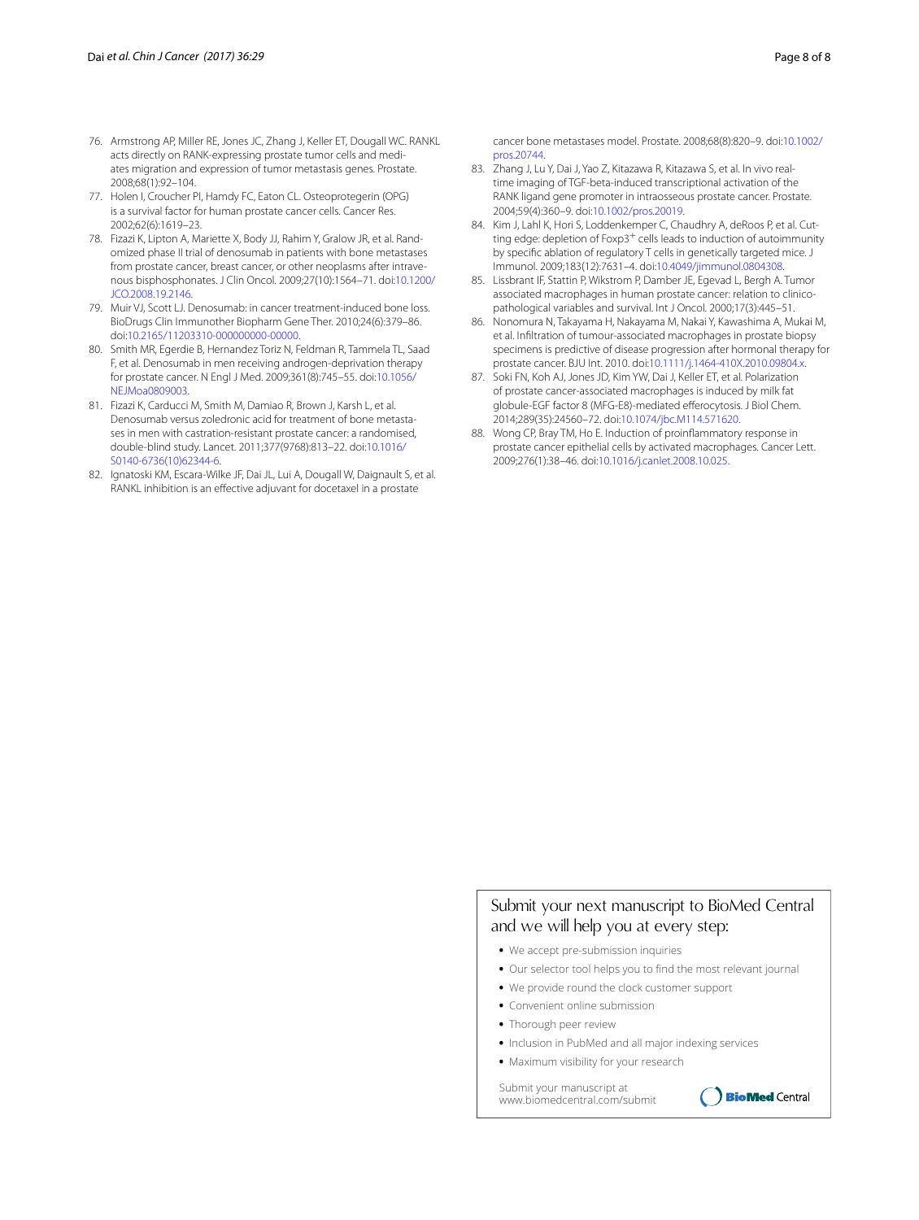76. Armstrong AP, Miller RE, Jones JC, Zhang J, Keller ET, Dougall WC. RANKL acts directly on RANK-expressing prostate tumor cells and mediates migration and expression of tumor metastasis genes. Prostate. 2008;68(1):92–104.
77. Holen I, Croucher PI, Hamdy FC, Eaton CL. Osteoprotegerin (OPG) is a survival factor for human prostate cancer cells. Cancer Res. 2002;62(6):1619–23.
78. Fizazi K, Lipton A, Mariette X, Body JJ, Rahim Y, Gralow JR, et al. Randomized phase II trial of denosumab in patients with bone metastases from prostate cancer, breast cancer, or other neoplasms after intravenous bisphosphonates. J Clin Oncol. 2009;27(10):1564–71. doi:10.1200/JCO.2008.19.2146.
79. Muir VJ, Scott LJ. Denosumab: in cancer treatment-induced bone loss. BioDrugs Clin Immunother Biopharm Gene Ther. 2010;24(6):379–86. doi:10.2165/11203310-000000000-00000.
80. Smith MR, Egerdie B, Hernandez Toriz N, Feldman R, Tammela TL, Saad F, et al. Denosumab in men receiving androgen-deprivation therapy for prostate cancer. N Engl J Med. 2009;361(8):745–55. doi:10.1056/NEJMoa0809003.
81. Fizazi K, Carducci M, Smith M, Damiao R, Brown J, Karsh L, et al. Denosumab versus zoledronic acid for treatment of bone metastases in men with castration-resistant prostate cancer: a randomised, double-blind study. Lancet. 2011;377(9768):813–22. doi:10.1016/S0140-6736(10)62344-6.
82. Ignatoski KM, Escara-Wilke JF, Dai JL, Lui A, Dougall W, Daignault S, et al. RANKL inhibition is an effective adjuvant for docetaxel in a prostate cancer bone metastases model. Prostate. 2008;68(8):820–9. doi:10.1002/pros.20744.
83. Zhang J, Lu Y, Dai J, Yao Z, Kitazawa R, Kitazawa S, et al. In vivo real-time imaging of TGF-beta-induced transcriptional activation of the RANK ligand gene promoter in intraosseous prostate cancer. Prostate. 2004;59(4):360–9. doi:10.1002/pros.20019.
84. Kim J, Lahl K, Hori S, Loddenkemper C, Chaudhry A, deRoos P, et al. Cutting edge: depletion of Foxp3$^+$ cells leads to induction of autoimmunity by specific ablation of regulatory T cells in genetically targeted mice. J Immunol. 2009;183(12):7631–4. doi:10.4049/jimmunol.0804308.
85. Lissbrant IF, Stattin P, Wikstrom P, Damber JE, Egevad L, Bergh A. Tumor associated macrophages in human prostate cancer: relation to clinicopathological variables and survival. Int J Oncol. 2000;17(3):445–51.
86. Nonomura N, Takayama H, Nakayama M, Nakai Y, Kawashima A, Mukai M, et al. Infiltration of tumour-associated macrophages in prostate biopsy specimens is predictive of disease progression after hormonal therapy for prostate cancer. BJU Int. 2010. doi:10.1111/j.1464-410X.2010.09804.x.
87. Soki FN, Koh AJ, Jones JD, Kim YW, Dai J, Keller ET, et al. Polarization of prostate cancer-associated macrophages is induced by milk fat globule-EGF factor 8 (MFG-E8)-mediated efferocytosis. J Biol Chem. 2014;289(35):24560–72. doi:10.1074/jbc.M114.571620.
88. Wong CP, Bray TM, Ho E. Induction of proinflammatory response in prostate cancer epithelial cells by activated macrophages. Cancer Lett. 2009;276(1):38–46. doi:10.1016/j.canlet.2008.10.025.

Submit your next manuscript to BioMed Central and we will help you at every step:

- We accept pre-submission inquiries
- Our selector tool helps you to find the most relevant journal
- We provide round the clock customer support
- Convenient online submission
- Thorough peer review
- Inclusion in PubMed and all major indexing services
- Maximum visibility for your research

Submit your manuscript at www.biomedcentral.com/submit

BioMed Central